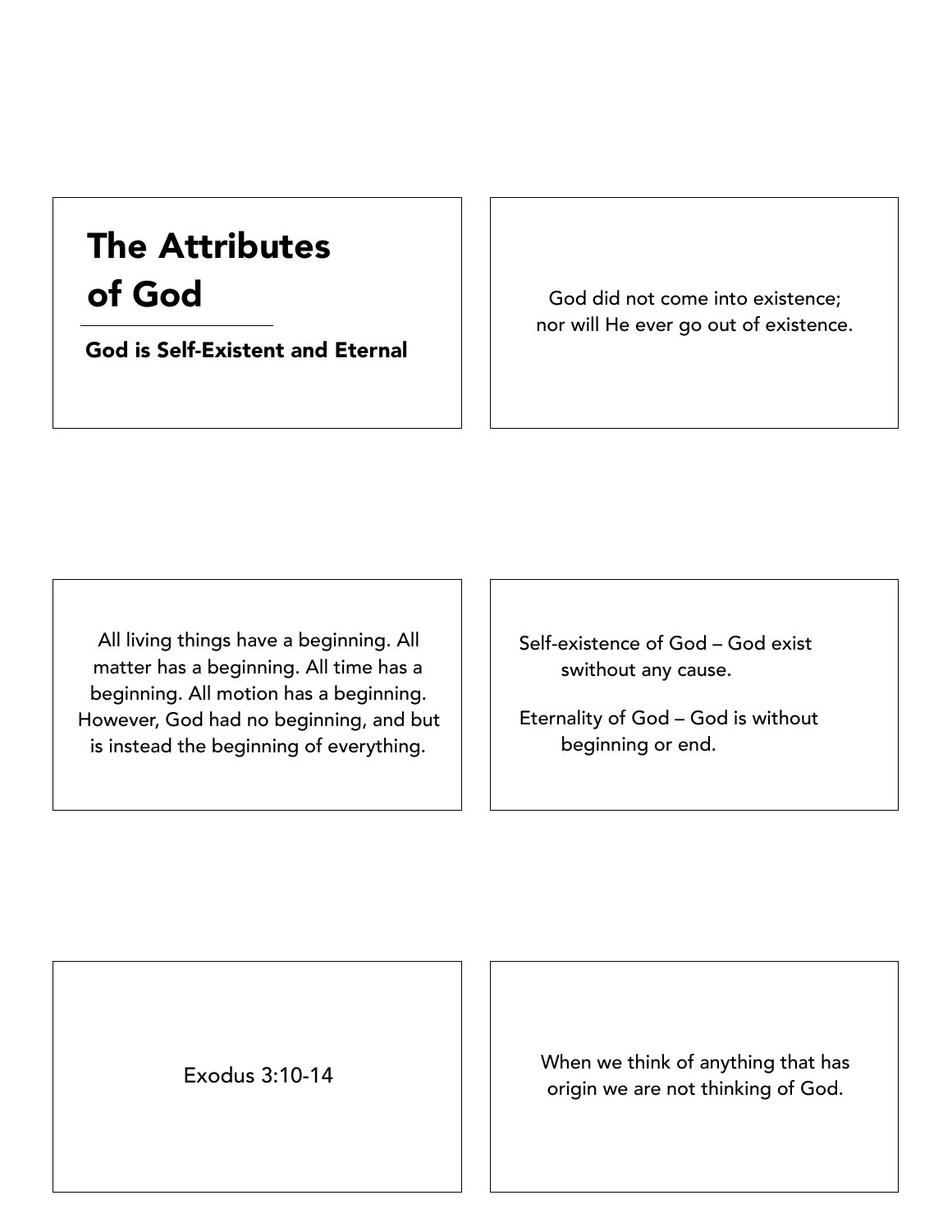# The Attributes of God

**God is Self-Existent and Eternal**

God did not come into existence;
nor will He ever go out of existence.

All living things have a beginning. All matter has a beginning. All time has a beginning. All motion has a beginning. However, God had no beginning, and but is instead the beginning of everything.

Self-existence of God – God exist swithout any cause.

Eternality of God – God is without beginning or end.

Exodus 3:10-14

When we think of anything that has origin we are not thinking of God.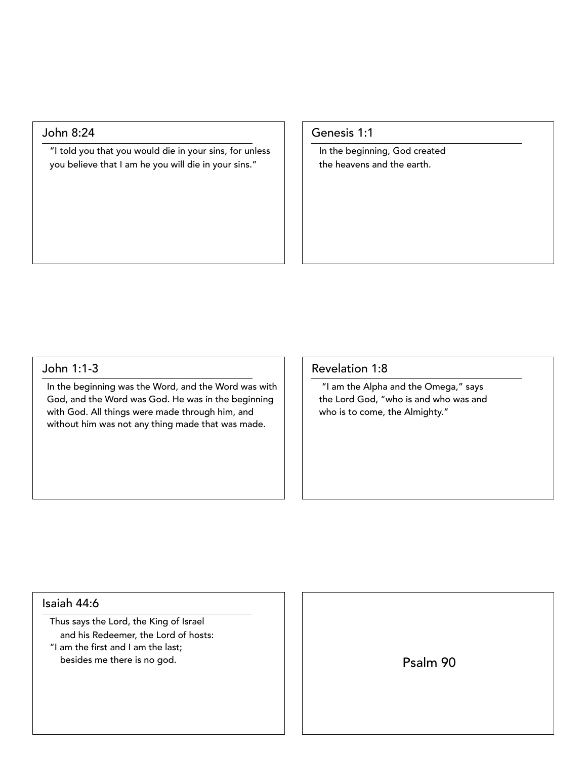## John 8:24

"I told you that you would die in your sins, for unless you believe that I am he you will die in your sins."

## Genesis 1:1

In the beginning, God created
the heavens and the earth.

## John 1:1-3

In the beginning was the Word, and the Word was with God, and the Word was God. He was in the beginning with God. All things were made through him, and without him was not any thing made that was made.

## Revelation 1:8

"I am the Alpha and the Omega," says the Lord God, "who is and who was and who is to come, the Almighty."

## Isaiah 44:6

Thus says the Lord, the King of Israel
 and his Redeemer, the Lord of hosts:
"I am the first and I am the last;
 besides me there is no god.

Psalm 90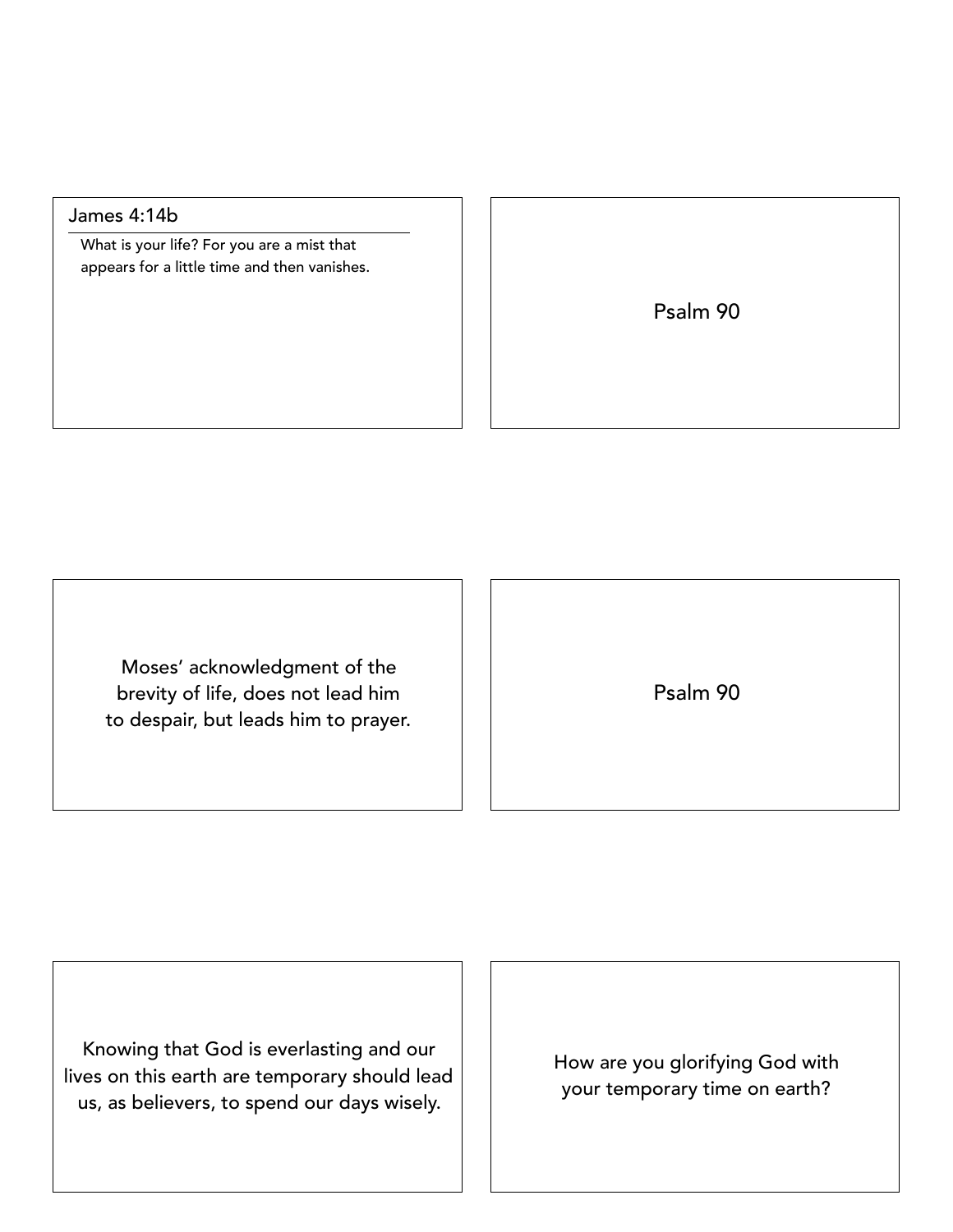James 4:14b

What is your life? For you are a mist that appears for a little time and then vanishes.

Psalm 90

Moses' acknowledgment of the brevity of life, does not lead him to despair, but leads him to prayer.

Psalm 90

Knowing that God is everlasting and our lives on this earth are temporary should lead us, as believers, to spend our days wisely.

How are you glorifying God with your temporary time on earth?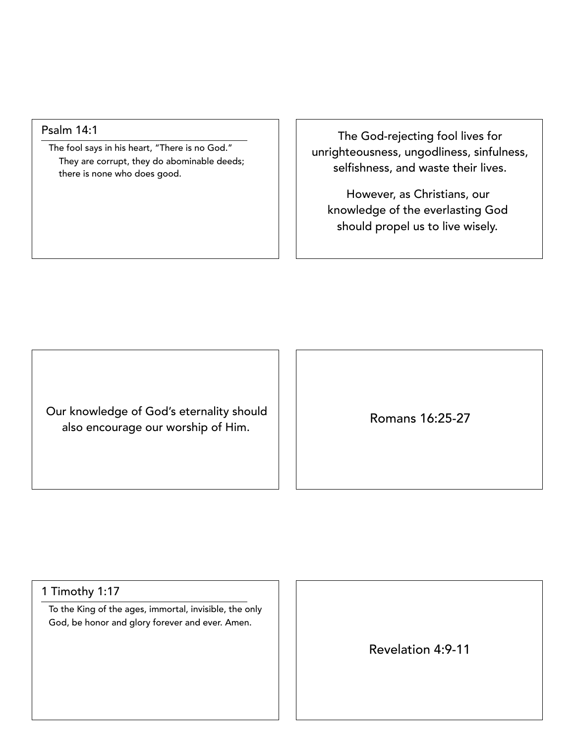### Psalm 14:1

The fool says in his heart, "There is no God."
They are corrupt, they do abominable deeds;
there is none who does good.

---

The God-rejecting fool lives for unrighteousness, ungodliness, sinfulness, selfishness, and waste their lives.

However, as Christians, our knowledge of the everlasting God should propel us to live wisely.

---

Our knowledge of God's eternality should also encourage our worship of Him.

---

Romans 16:25-27

---

### 1 Timothy 1:17

To the King of the ages, immortal, invisible, the only God, be honor and glory forever and ever. Amen.

---

Revelation 4:9-11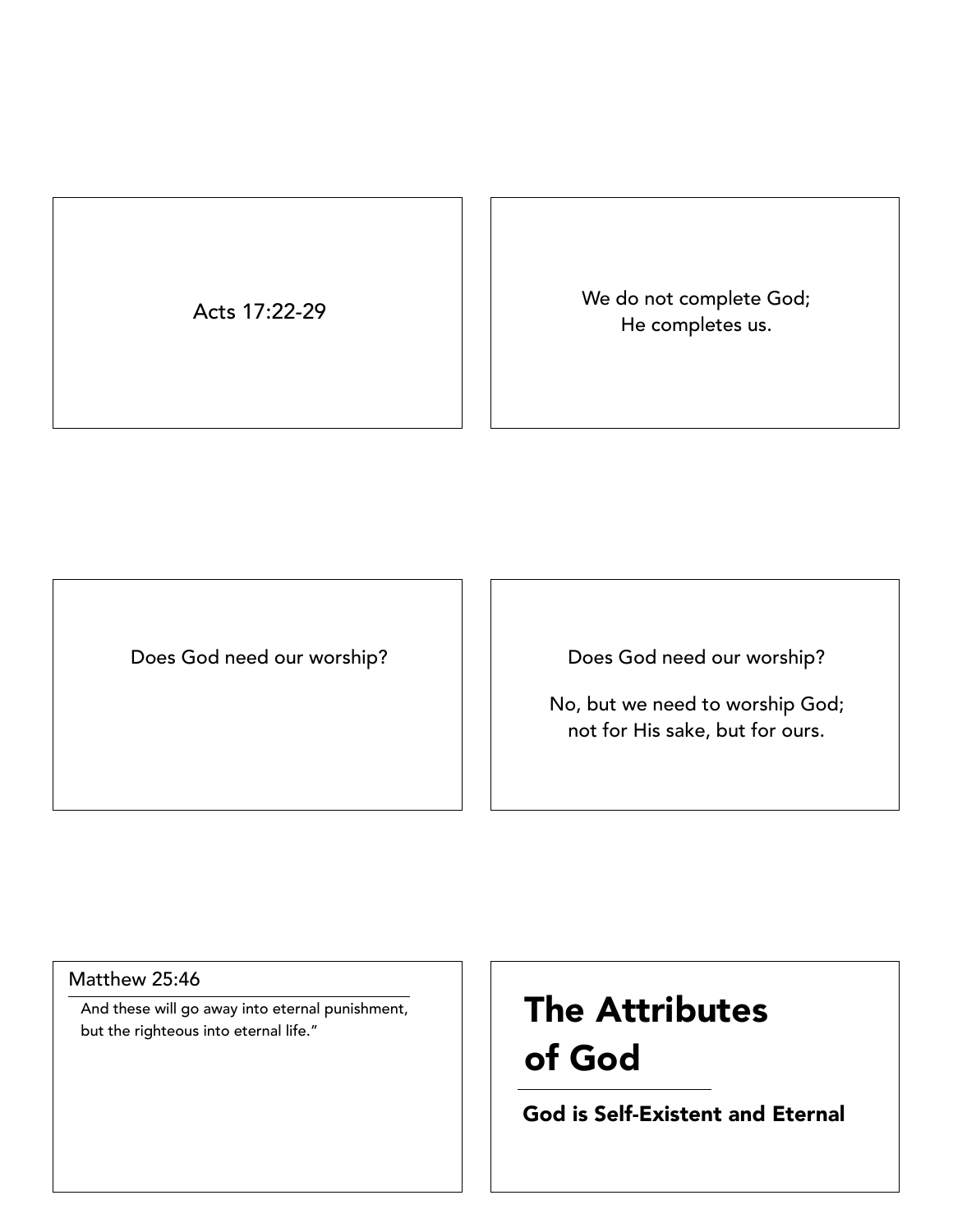Acts 17:22-29

We do not complete God;
He completes us.

Does God need our worship?

Does God need our worship?

No, but we need to worship God;
not for His sake, but for ours.

Matthew 25:46

And these will go away into eternal punishment, but the righteous into eternal life.”

# The Attributes of God

**God is Self-Existent and Eternal**